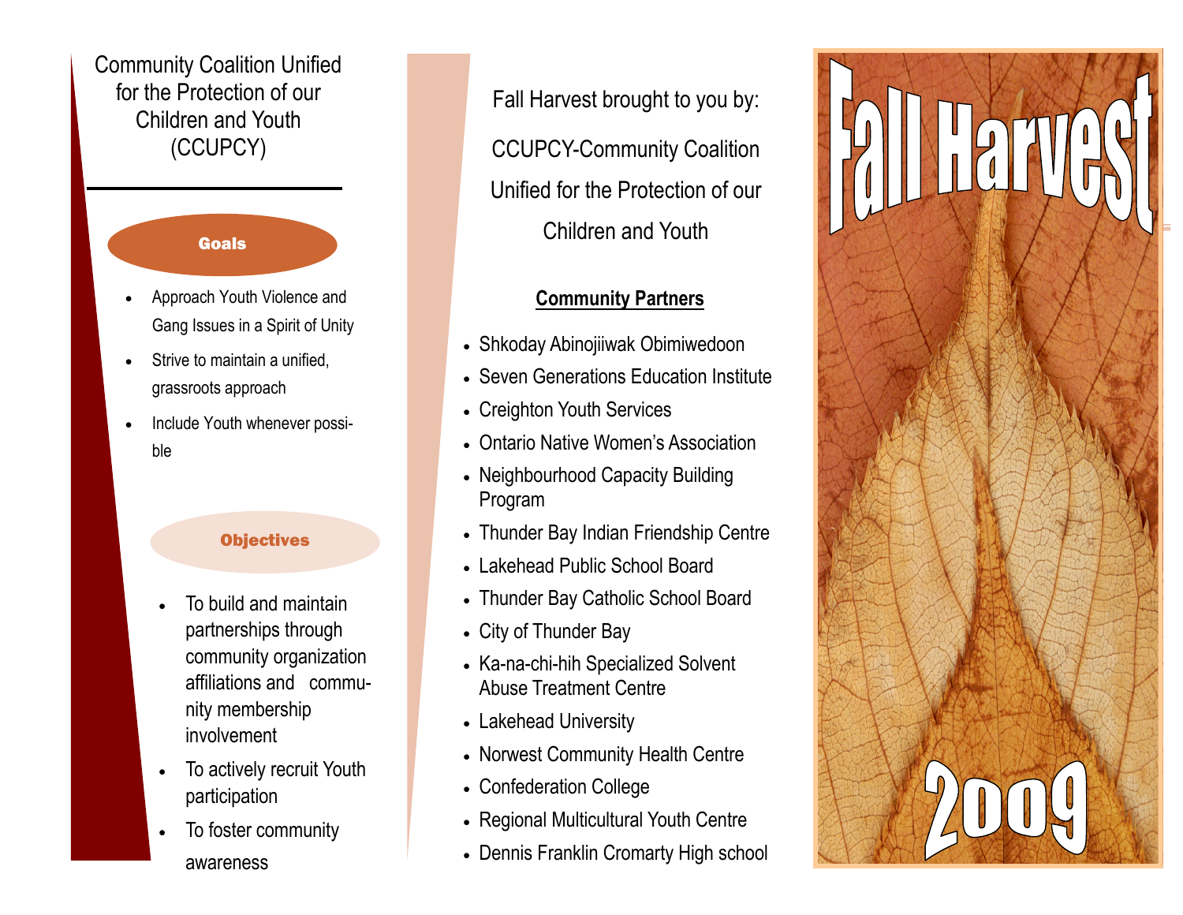Community Coalition Unified for the Protection of our Children and Youth (CCUPCY)

## Goals

- Approach Youth Violence and Gang Issues in a Spirit of Unity
- Strive to maintain a unified, grassroots approach
- Include Youth whenever possible

## Objectives

- To build and maintain partnerships through community organization affiliations and community membership involvement
- To actively recruit Youth participation
- To foster community awareness

Fall Harvest brought to you by:

CCUPCY-Community Coalition Unified for the Protection of our Children and Youth

## Community Partners

- Shkoday Abinojiiwak Obimiwedoon
- Seven Generations Education Institute
- Creighton Youth Services
- Ontario Native Women's Association
- Neighbourhood Capacity Building Program
- Thunder Bay Indian Friendship Centre
- Lakehead Public School Board
- Thunder Bay Catholic School Board
- City of Thunder Bay
- Ka-na-chi-hih Specialized Solvent Abuse Treatment Centre
- Lakehead University
- Norwest Community Health Centre
- Confederation College
- Regional Multicultural Youth Centre
- Dennis Franklin Cromarty High school

# Fall Harvest

# 2009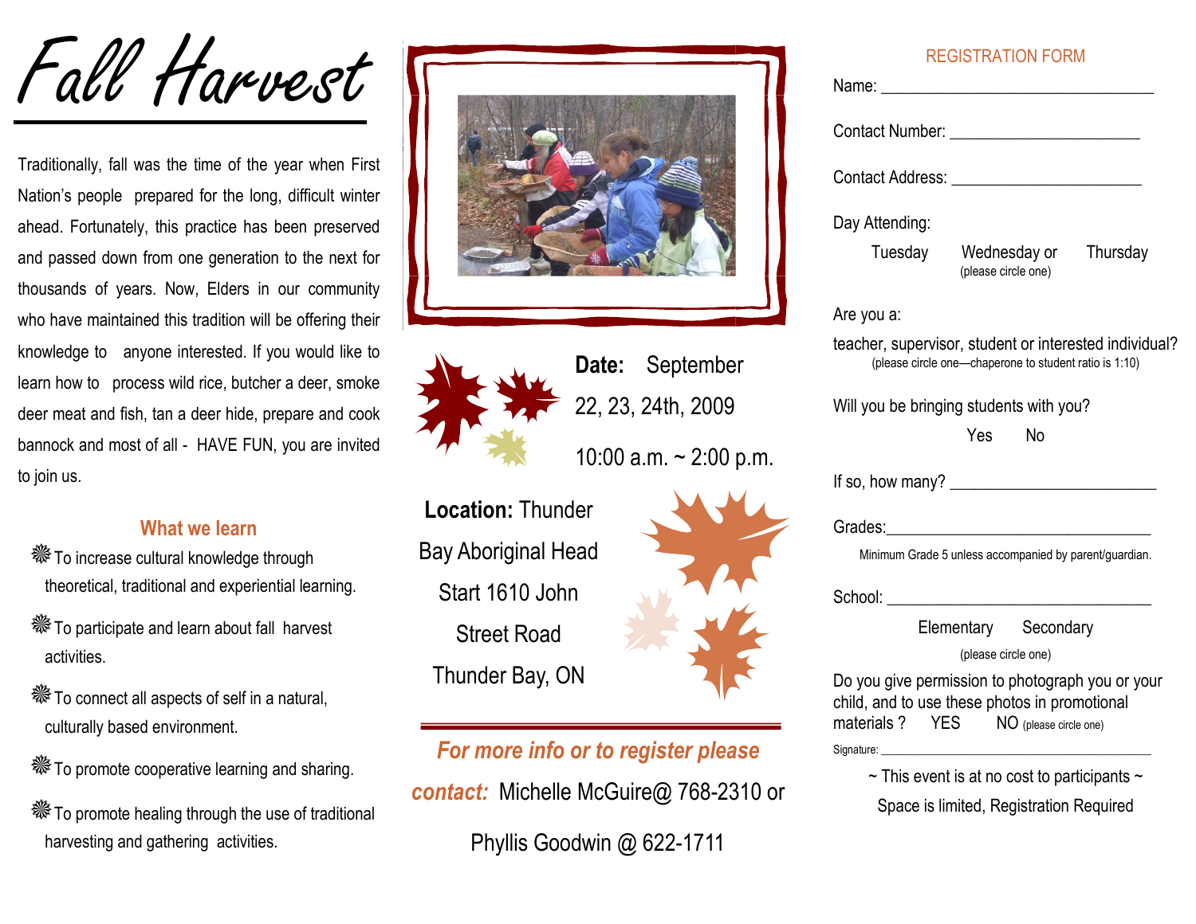# Fall Harvest

Traditionally, fall was the time of the year when First Nation's people prepared for the long, difficult winter ahead. Fortunately, this practice has been preserved and passed down from one generation to the next for thousands of years. Now, Elders in our community who have maintained this tradition will be offering their knowledge to anyone interested. If you would like to learn how to process wild rice, butcher a deer, smoke deer meat and fish, tan a deer hide, prepare and cook bannock and most of all - HAVE FUN, you are invited to join us.

## What we learn

- To increase cultural knowledge through theoretical, traditional and experiential learning.
- To participate and learn about fall harvest activities.
- To connect all aspects of self in a natural, culturally based environment.
- To promote cooperative learning and sharing.
- To promote healing through the use of traditional harvesting and gathering activities.

**Date:** September 22, 23, 24th, 2009

10:00 a.m. ~ 2:00 p.m.

**Location:** Thunder Bay Aboriginal Head Start 1610 John Street Road Thunder Bay, ON

***For more info or to register please contact:*** Michelle McGuire@ 768-2310 or Phyllis Goodwin @ 622-1711

## REGISTRATION FORM

Name: ________________________________

Contact Number: ______________________

Contact Address: ______________________

Day Attending:

Tuesday Wednesday or Thursday
(please circle one)

Are you a:

teacher, supervisor, student or interested individual?
(please circle one—chaperone to student ratio is 1:10)

Will you be bringing students with you?

Yes No

If so, how many? _______________________

Grades:______________________________

Minimum Grade 5 unless accompanied by parent/guardian.

School: ______________________________

Elementary Secondary
(please circle one)

Do you give permission to photograph you or your child, and to use these photos in promotional materials ? YES NO (please circle one)

Signature: ______________________________________

~ This event is at no cost to participants ~

Space is limited, Registration Required